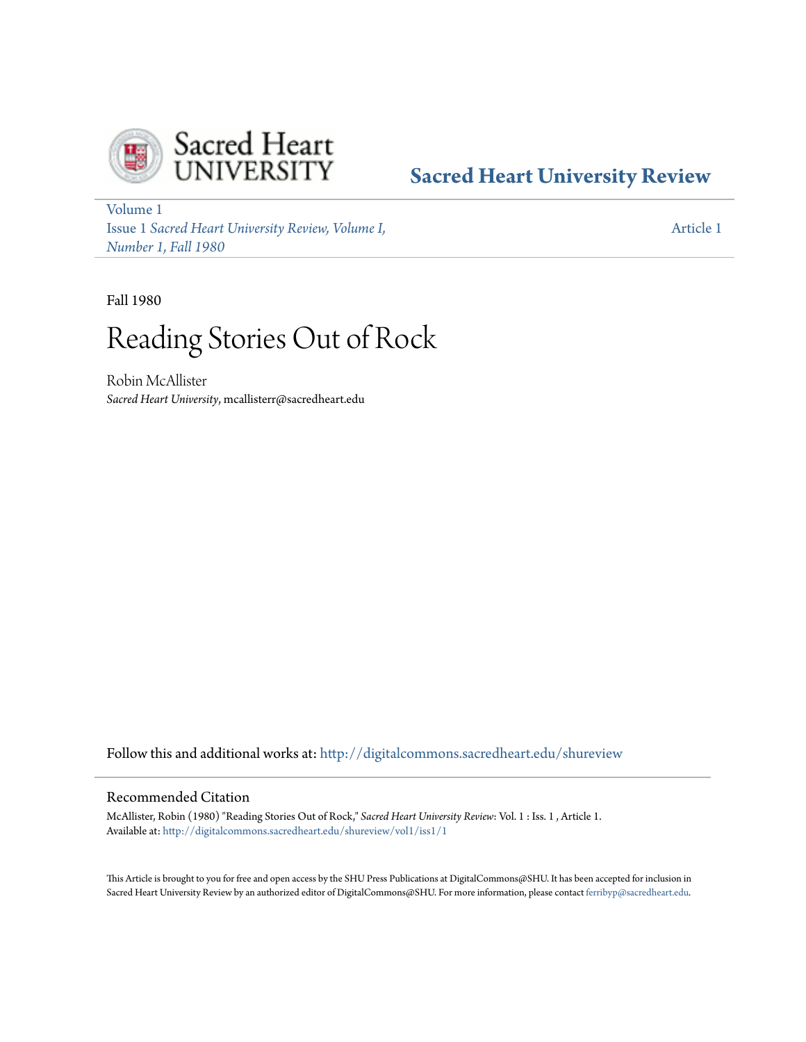Sacred Heart UNIVERSITY

**Sacred Heart University Review**

Volume 1
Issue 1 *Sacred Heart University Review, Volume I, Number 1, Fall 1980*

Article 1

Fall 1980

# Reading Stories Out of Rock

Robin McAllister
*Sacred Heart University*, mcallisterr@sacredheart.edu

Follow this and additional works at: http://digitalcommons.sacredheart.edu/shureview

## Recommended Citation

McAllister, Robin (1980) "Reading Stories Out of Rock," *Sacred Heart University Review*: Vol. 1 : Iss. 1 , Article 1.
Available at: http://digitalcommons.sacredheart.edu/shureview/vol1/iss1/1

This Article is brought to you for free and open access by the SHU Press Publications at DigitalCommons@SHU. It has been accepted for inclusion in Sacred Heart University Review by an authorized editor of DigitalCommons@SHU. For more information, please contact ferribyp@sacredheart.edu.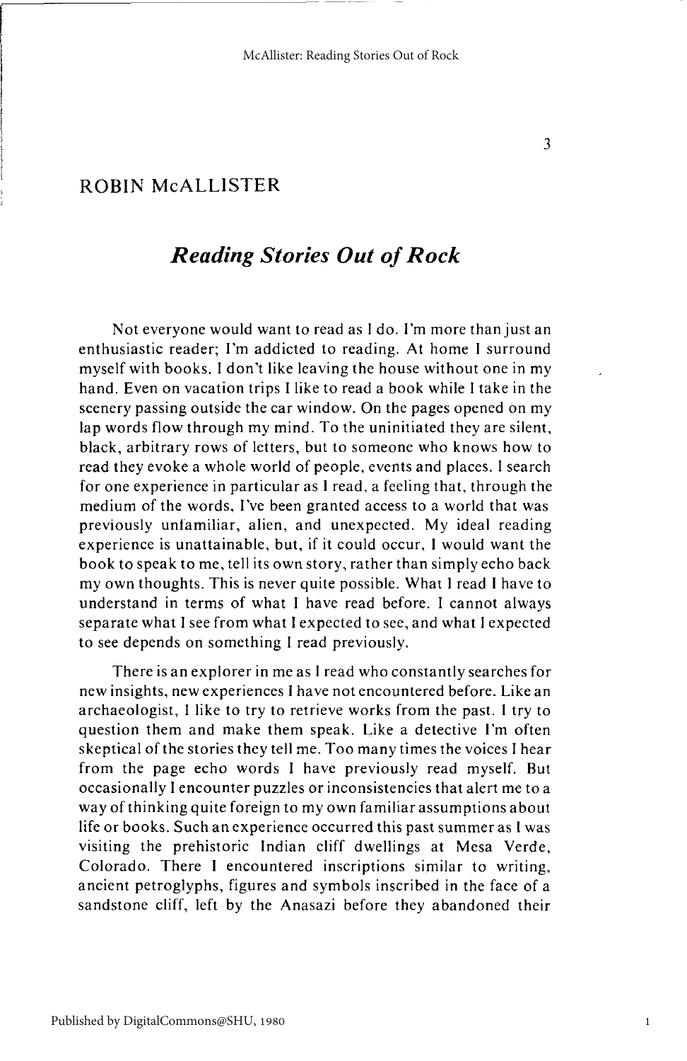## ROBIN McALLISTER

# *Reading Stories Out of Rock*

Not everyone would want to read as I do. I'm more than just an enthusiastic reader; I'm addicted to reading. At home I surround myself with books. I don't like leaving the house without one in my hand. Even on vacation trips I like to read a book while I take in the scenery passing outside the car window. On the pages opened on my lap words flow through my mind. To the uninitiated they are silent, black, arbitrary rows of letters, but to someone who knows how to read they evoke a whole world of people, events and places. I search for one experience in particular as I read, a feeling that, through the medium of the words, I've been granted access to a world that was previously unfamiliar, alien, and unexpected. My ideal reading experience is unattainable, but, if it could occur, I would want the book to speak to me, tell its own story, rather than simply echo back my own thoughts. This is never quite possible. What I read I have to understand in terms of what I have read before. I cannot always separate what I see from what I expected to see, and what I expected to see depends on something I read previously.

There is an explorer in me as I read who constantly searches for new insights, new experiences I have not encountered before. Like an archaeologist, I like to try to retrieve works from the past. I try to question them and make them speak. Like a detective I'm often skeptical of the stories they tell me. Too many times the voices I hear from the page echo words I have previously read myself. But occasionally I encounter puzzles or inconsistencies that alert me to a way of thinking quite foreign to my own familiar assumptions about life or books. Such an experience occurred this past summer as I was visiting the prehistoric Indian cliff dwellings at Mesa Verde, Colorado. There I encountered inscriptions similar to writing, ancient petroglyphs, figures and symbols inscribed in the face of a sandstone cliff, left by the Anasazi before they abandoned their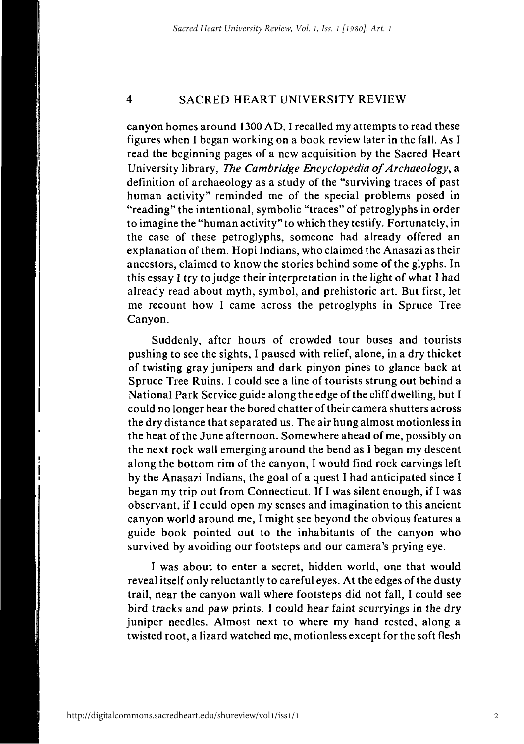canyon homes around 1300 AD. I recalled my attempts to read these figures when I began working on a book review later in the fall. As I read the beginning pages of a new acquisition by the Sacred Heart University library, *The Cambridge Encyclopedia of Archaeology*, a definition of archaeology as a study of the "surviving traces of past human activity" reminded me of the special problems posed in "reading" the intentional, symbolic "traces" of petroglyphs in order to imagine the "human activity" to which they testify. Fortunately, in the case of these petroglyphs, someone had already offered an explanation of them. Hopi Indians, who claimed the Anasazi as their ancestors, claimed to know the stories behind some of the glyphs. In this essay I try to judge their interpretation in the light of what I had already read about myth, symbol, and prehistoric art. But first, let me recount how I came across the petroglyphs in Spruce Tree Canyon.

Suddenly, after hours of crowded tour buses and tourists pushing to see the sights, I paused with relief, alone, in a dry thicket of twisting gray junipers and dark pinyon pines to glance back at Spruce Tree Ruins. I could see a line of tourists strung out behind a National Park Service guide along the edge of the cliff dwelling, but I could no longer hear the bored chatter of their camera shutters across the dry distance that separated us. The air hung almost motionless in the heat of the June afternoon. Somewhere ahead of me, possibly on the next rock wall emerging around the bend as I began my descent along the bottom rim of the canyon, I would find rock carvings left by the Anasazi Indians, the goal of a quest I had anticipated since I began my trip out from Connecticut. If I was silent enough, if I was observant, if I could open my senses and imagination to this ancient canyon world around me, I might see beyond the obvious features a guide book pointed out to the inhabitants of the canyon who survived by avoiding our footsteps and our camera's prying eye.

I was about to enter a secret, hidden world, one that would reveal itself only reluctantly to careful eyes. At the edges of the dusty trail, near the canyon wall where footsteps did not fall, I could see bird tracks and paw prints. I could hear faint scurryings in the dry juniper needles. Almost next to where my hand rested, along a twisted root, a lizard watched me, motionless except for the soft flesh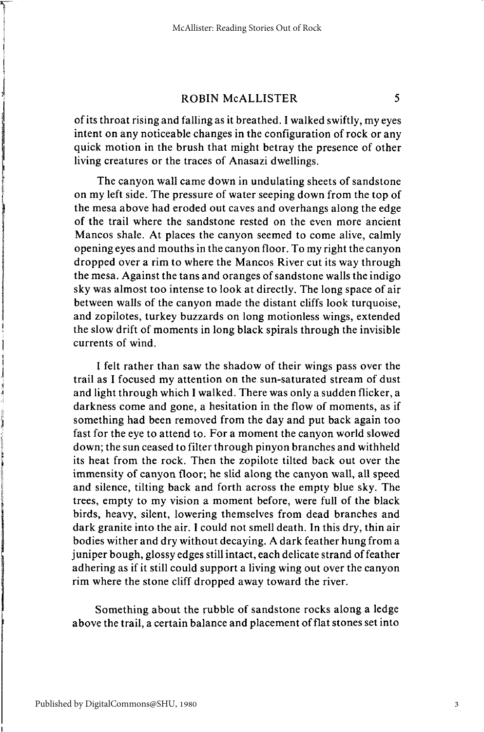of its throat rising and falling as it breathed. I walked swiftly, my eyes intent on any noticeable changes in the configuration of rock or any quick motion in the brush that might betray the presence of other living creatures or the traces of Anasazi dwellings.

The canyon wall came down in undulating sheets of sandstone on my left side. The pressure of water seeping down from the top of the mesa above had eroded out caves and overhangs along the edge of the trail where the sandstone rested on the even more ancient Mancos shale. At places the canyon seemed to come alive, calmly opening eyes and mouths in the canyon floor. To my right the canyon dropped over a rim to where the Mancos River cut its way through the mesa. Against the tans and oranges of sandstone walls the indigo sky was almost too intense to look at directly. The long space of air between walls of the canyon made the distant cliffs look turquoise, and zopilotes, turkey buzzards on long motionless wings, extended the slow drift of moments in long black spirals through the invisible currents of wind.

I felt rather than saw the shadow of their wings pass over the trail as I focused my attention on the sun-saturated stream of dust and light through which I walked. There was only a sudden flicker, a darkness come and gone, a hesitation in the flow of moments, as if something had been removed from the day and put back again too fast for the eye to attend to. For a moment the canyon world slowed down; the sun ceased to filter through pinyon branches and withheld its heat from the rock. Then the zopilote tilted back out over the immensity of canyon floor; he slid along the canyon wall, all speed and silence, tilting back and forth across the empty blue sky. The trees, empty to my vision a moment before, were full of the black birds, heavy, silent, lowering themselves from dead branches and dark granite into the air. I could not smell death. In this dry, thin air bodies wither and dry without decaying. A dark feather hung from a juniper bough, glossy edges still intact, each delicate strand of feather adhering as if it still could support a living wing out over the canyon rim where the stone cliff dropped away toward the river.

Something about the rubble of sandstone rocks along a ledge above the trail, a certain balance and placement of flat stones set into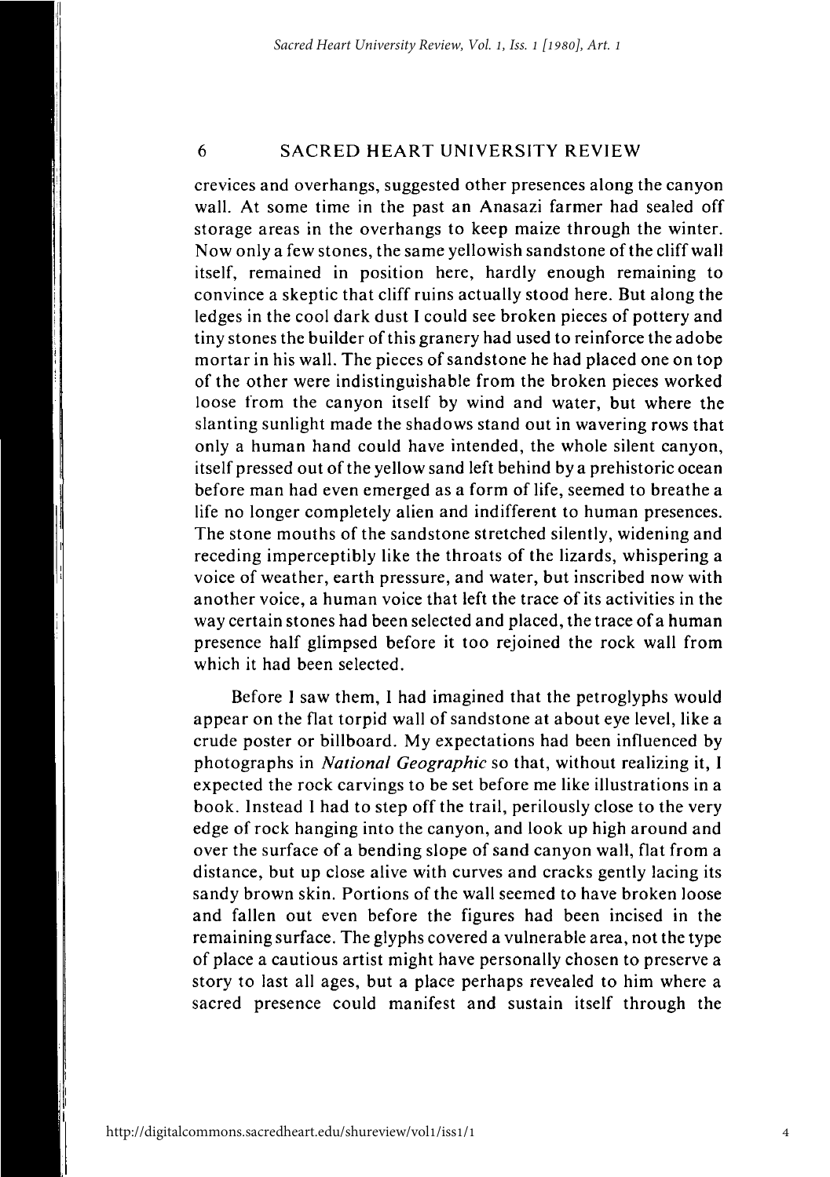crevices and overhangs, suggested other presences along the canyon wall. At some time in the past an Anasazi farmer had sealed off storage areas in the overhangs to keep maize through the winter. Now only a few stones, the same yellowish sandstone of the cliff wall itself, remained in position here, hardly enough remaining to convince a skeptic that cliff ruins actually stood here. But along the ledges in the cool dark dust I could see broken pieces of pottery and tiny stones the builder of this granery had used to reinforce the adobe mortar in his wall. The pieces of sandstone he had placed one on top of the other were indistinguishable from the broken pieces worked loose from the canyon itself by wind and water, but where the slanting sunlight made the shadows stand out in wavering rows that only a human hand could have intended, the whole silent canyon, itself pressed out of the yellow sand left behind by a prehistoric ocean before man had even emerged as a form of life, seemed to breathe a life no longer completely alien and indifferent to human presences. The stone mouths of the sandstone stretched silently, widening and receding imperceptibly like the throats of the lizards, whispering a voice of weather, earth pressure, and water, but inscribed now with another voice, a human voice that left the trace of its activities in the way certain stones had been selected and placed, the trace of a human presence half glimpsed before it too rejoined the rock wall from which it had been selected.

Before I saw them, I had imagined that the petroglyphs would appear on the flat torpid wall of sandstone at about eye level, like a crude poster or billboard. My expectations had been influenced by photographs in *National Geographic* so that, without realizing it, I expected the rock carvings to be set before me like illustrations in a book. Instead I had to step off the trail, perilously close to the very edge of rock hanging into the canyon, and look up high around and over the surface of a bending slope of sand canyon wall, flat from a distance, but up close alive with curves and cracks gently lacing its sandy brown skin. Portions of the wall seemed to have broken loose and fallen out even before the figures had been incised in the remaining surface. The glyphs covered a vulnerable area, not the type of place a cautious artist might have personally chosen to preserve a story to last all ages, but a place perhaps revealed to him where a sacred presence could manifest and sustain itself through the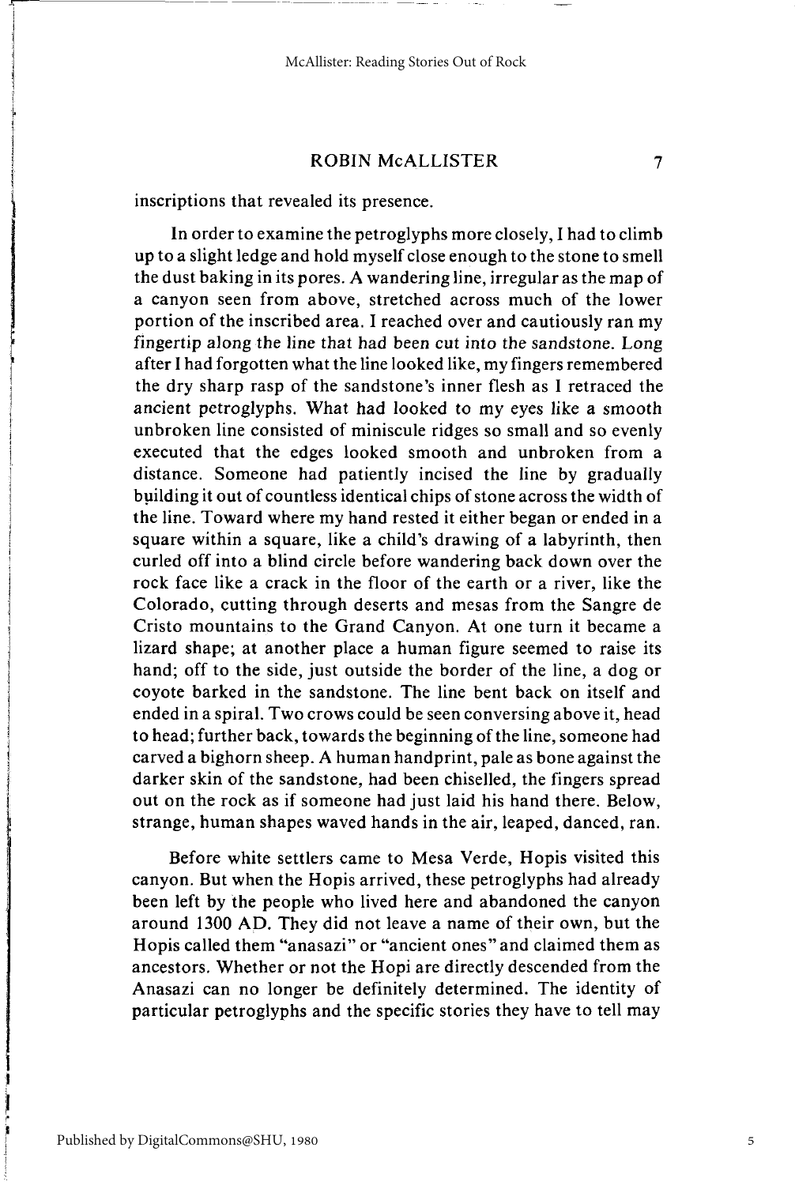inscriptions that revealed its presence.

In order to examine the petroglyphs more closely, I had to climb up to a slight ledge and hold myself close enough to the stone to smell the dust baking in its pores. A wandering line, irregular as the map of a canyon seen from above, stretched across much of the lower portion of the inscribed area. I reached over and cautiously ran my fingertip along the line that had been cut into the sandstone. Long after I had forgotten what the line looked like, my fingers remembered the dry sharp rasp of the sandstone's inner flesh as I retraced the ancient petroglyphs. What had looked to my eyes like a smooth unbroken line consisted of miniscule ridges so small and so evenly executed that the edges looked smooth and unbroken from a distance. Someone had patiently incised the line by gradually building it out of countless identical chips of stone across the width of the line. Toward where my hand rested it either began or ended in a square within a square, like a child's drawing of a labyrinth, then curled off into a blind circle before wandering back down over the rock face like a crack in the floor of the earth or a river, like the Colorado, cutting through deserts and mesas from the Sangre de Cristo mountains to the Grand Canyon. At one turn it became a lizard shape; at another place a human figure seemed to raise its hand; off to the side, just outside the border of the line, a dog or coyote barked in the sandstone. The line bent back on itself and ended in a spiral. Two crows could be seen conversing above it, head to head; further back, towards the beginning of the line, someone had carved a bighorn sheep. A human handprint, pale as bone against the darker skin of the sandstone, had been chiselled, the fingers spread out on the rock as if someone had just laid his hand there. Below, strange, human shapes waved hands in the air, leaped, danced, ran.

Before white settlers came to Mesa Verde, Hopis visited this canyon. But when the Hopis arrived, these petroglyphs had already been left by the people who lived here and abandoned the canyon around 1300 AD. They did not leave a name of their own, but the Hopis called them "anasazi" or "ancient ones" and claimed them as ancestors. Whether or not the Hopi are directly descended from the Anasazi can no longer be definitely determined. The identity of particular petroglyphs and the specific stories they have to tell may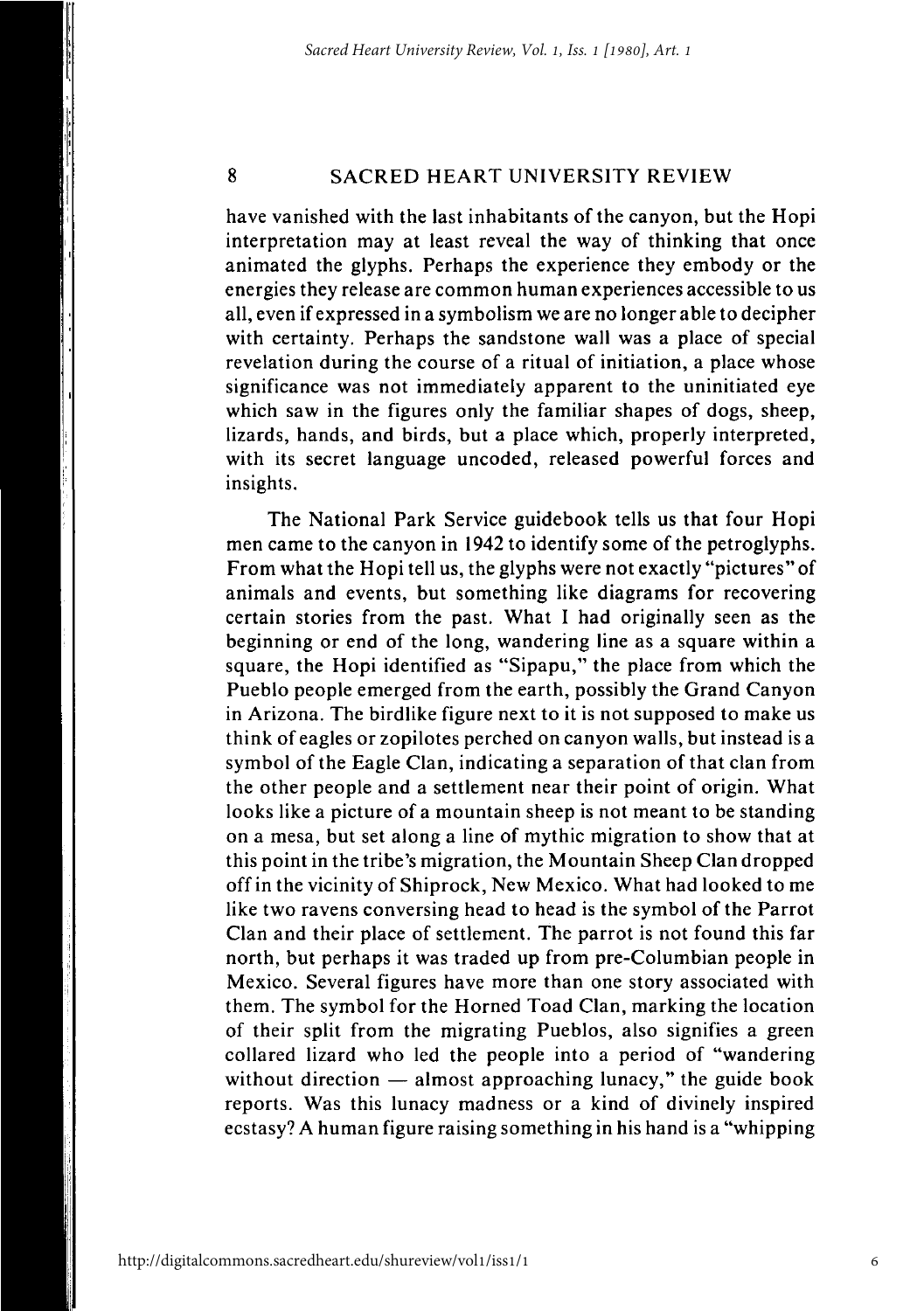have vanished with the last inhabitants of the canyon, but the Hopi interpretation may at least reveal the way of thinking that once animated the glyphs. Perhaps the experience they embody or the energies they release are common human experiences accessible to us all, even if expressed in a symbolism we are no longer able to decipher with certainty. Perhaps the sandstone wall was a place of special revelation during the course of a ritual of initiation, a place whose significance was not immediately apparent to the uninitiated eye which saw in the figures only the familiar shapes of dogs, sheep, lizards, hands, and birds, but a place which, properly interpreted, with its secret language uncoded, released powerful forces and insights.

The National Park Service guidebook tells us that four Hopi men came to the canyon in 1942 to identify some of the petroglyphs. From what the Hopi tell us, the glyphs were not exactly "pictures" of animals and events, but something like diagrams for recovering certain stories from the past. What I had originally seen as the beginning or end of the long, wandering line as a square within a square, the Hopi identified as "Sipapu," the place from which the Pueblo people emerged from the earth, possibly the Grand Canyon in Arizona. The birdlike figure next to it is not supposed to make us think of eagles or zopilotes perched on canyon walls, but instead is a symbol of the Eagle Clan, indicating a separation of that clan from the other people and a settlement near their point of origin. What looks like a picture of a mountain sheep is not meant to be standing on a mesa, but set along a line of mythic migration to show that at this point in the tribe's migration, the Mountain Sheep Clan dropped off in the vicinity of Shiprock, New Mexico. What had looked to me like two ravens conversing head to head is the symbol of the Parrot Clan and their place of settlement. The parrot is not found this far north, but perhaps it was traded up from pre-Columbian people in Mexico. Several figures have more than one story associated with them. The symbol for the Horned Toad Clan, marking the location of their split from the migrating Pueblos, also signifies a green collared lizard who led the people into a period of "wandering without direction — almost approaching lunacy," the guide book reports. Was this lunacy madness or a kind of divinely inspired ecstasy? A human figure raising something in his hand is a "whipping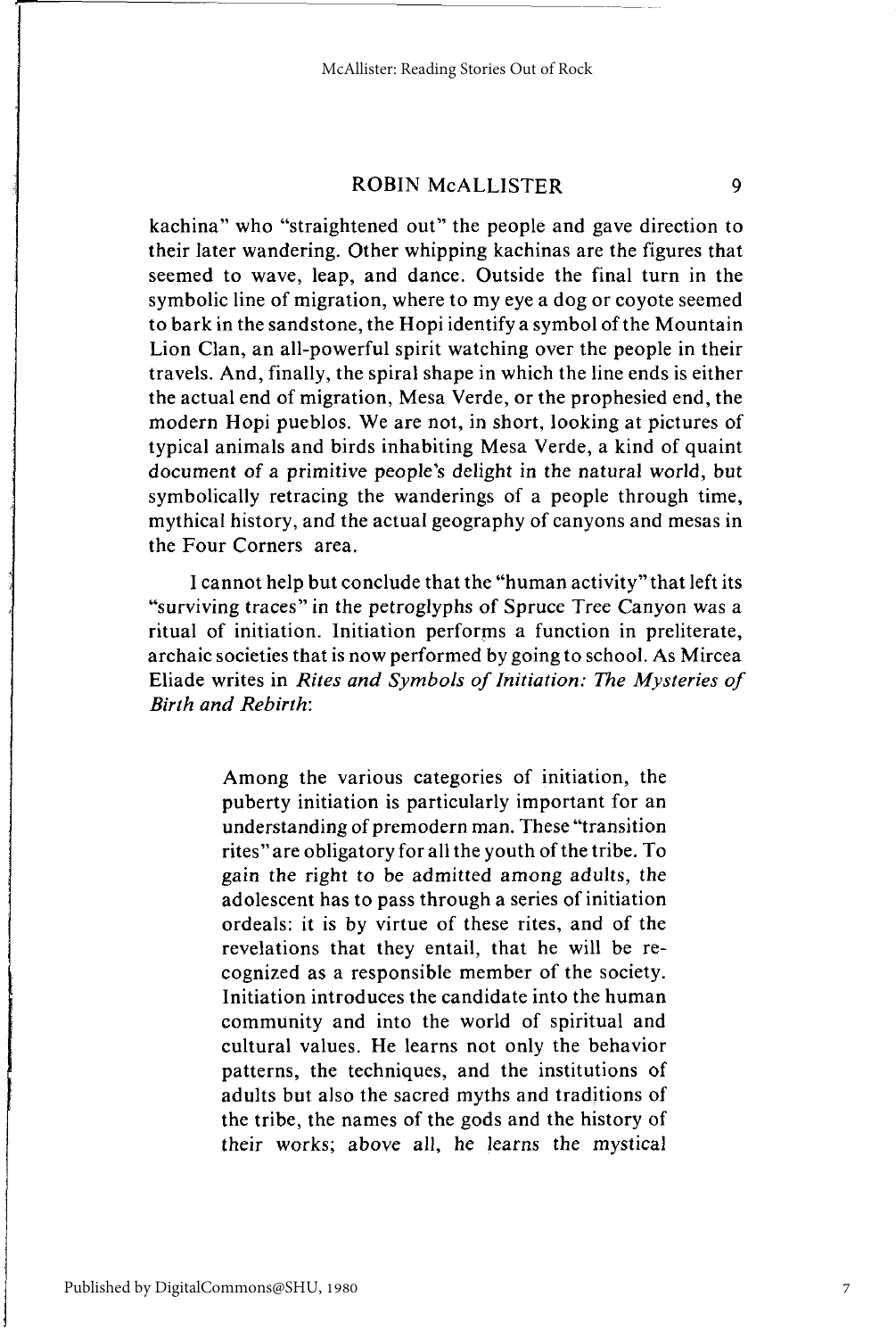kachina" who "straightened out" the people and gave direction to their later wandering. Other whipping kachinas are the figures that seemed to wave, leap, and dance. Outside the final turn in the symbolic line of migration, where to my eye a dog or coyote seemed to bark in the sandstone, the Hopi identify a symbol of the Mountain Lion Clan, an all-powerful spirit watching over the people in their travels. And, finally, the spiral shape in which the line ends is either the actual end of migration, Mesa Verde, or the prophesied end, the modern Hopi pueblos. We are not, in short, looking at pictures of typical animals and birds inhabiting Mesa Verde, a kind of quaint document of a primitive people's delight in the natural world, but symbolically retracing the wanderings of a people through time, mythical history, and the actual geography of canyons and mesas in the Four Corners area.

I cannot help but conclude that the "human activity" that left its "surviving traces" in the petroglyphs of Spruce Tree Canyon was a ritual of initiation. Initiation performs a function in preliterate, archaic societies that is now performed by going to school. As Mircea Eliade writes in *Rites and Symbols of Initiation: The Mysteries of Birth and Rebirth*:

> Among the various categories of initiation, the puberty initiation is particularly important for an understanding of premodern man. These "transition rites" are obligatory for all the youth of the tribe. To gain the right to be admitted among adults, the adolescent has to pass through a series of initiation ordeals: it is by virtue of these rites, and of the revelations that they entail, that he will be recognized as a responsible member of the society. Initiation introduces the candidate into the human community and into the world of spiritual and cultural values. He learns not only the behavior patterns, the techniques, and the institutions of adults but also the sacred myths and traditions of the tribe, the names of the gods and the history of their works; above all, he learns the mystical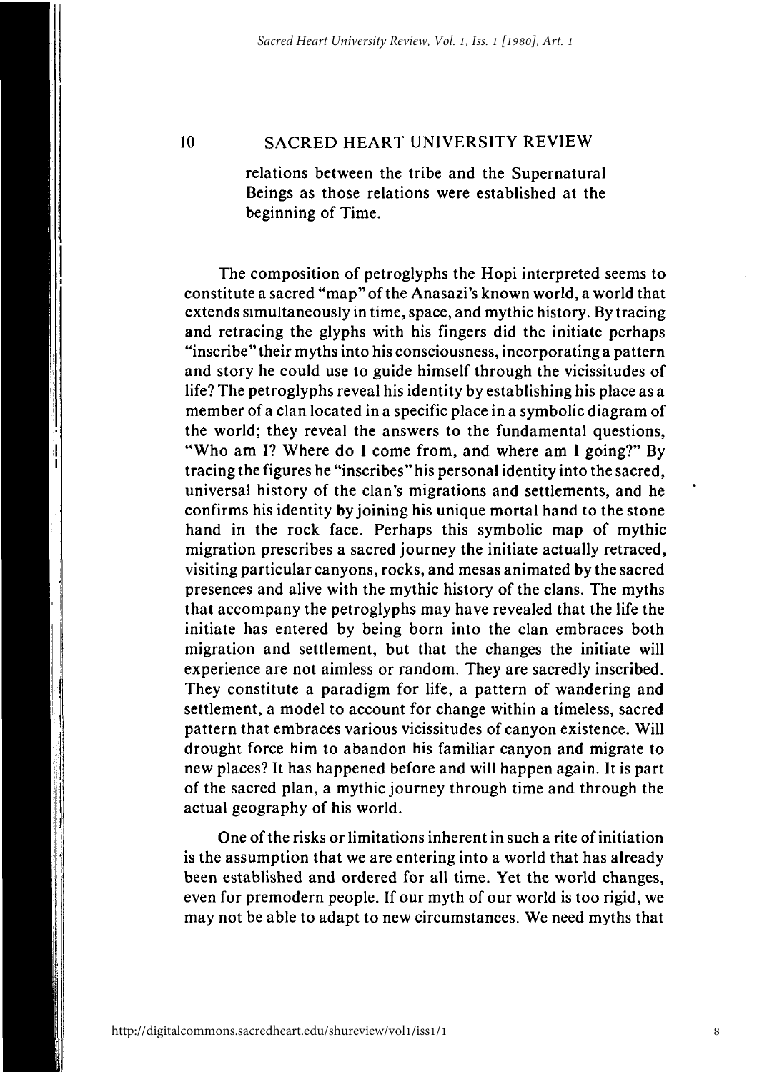relations between the tribe and the Supernatural Beings as those relations were established at the beginning of Time.

The composition of petroglyphs the Hopi interpreted seems to constitute a sacred "map" of the Anasazi's known world, a world that extends simultaneously in time, space, and mythic history. By tracing and retracing the glyphs with his fingers did the initiate perhaps "inscribe" their myths into his consciousness, incorporating a pattern and story he could use to guide himself through the vicissitudes of life? The petroglyphs reveal his identity by establishing his place as a member of a clan located in a specific place in a symbolic diagram of the world; they reveal the answers to the fundamental questions, "Who am I? Where do I come from, and where am I going?" By tracing the figures he "inscribes" his personal identity into the sacred, universal history of the clan's migrations and settlements, and he confirms his identity by joining his unique mortal hand to the stone hand in the rock face. Perhaps this symbolic map of mythic migration prescribes a sacred journey the initiate actually retraced, visiting particular canyons, rocks, and mesas animated by the sacred presences and alive with the mythic history of the clans. The myths that accompany the petroglyphs may have revealed that the life the initiate has entered by being born into the clan embraces both migration and settlement, but that the changes the initiate will experience are not aimless or random. They are sacredly inscribed. They constitute a paradigm for life, a pattern of wandering and settlement, a model to account for change within a timeless, sacred pattern that embraces various vicissitudes of canyon existence. Will drought force him to abandon his familiar canyon and migrate to new places? It has happened before and will happen again. It is part of the sacred plan, a mythic journey through time and through the actual geography of his world.

One of the risks or limitations inherent in such a rite of initiation is the assumption that we are entering into a world that has already been established and ordered for all time. Yet the world changes, even for premodern people. If our myth of our world is too rigid, we may not be able to adapt to new circumstances. We need myths that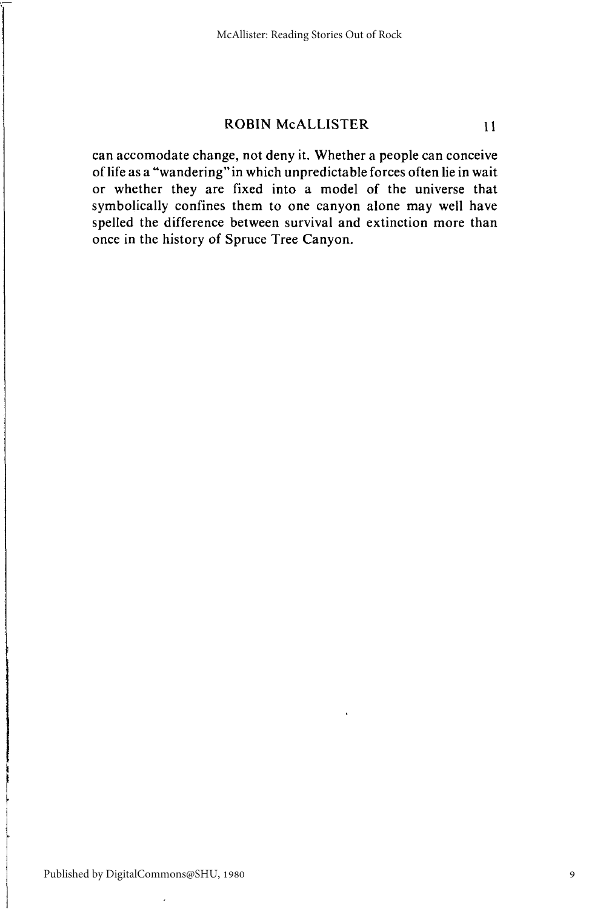can accomodate change, not deny it. Whether a people can conceive of life as a "wandering" in which unpredictable forces often lie in wait or whether they are fixed into a model of the universe that symbolically confines them to one canyon alone may well have spelled the difference between survival and extinction more than once in the history of Spruce Tree Canyon.